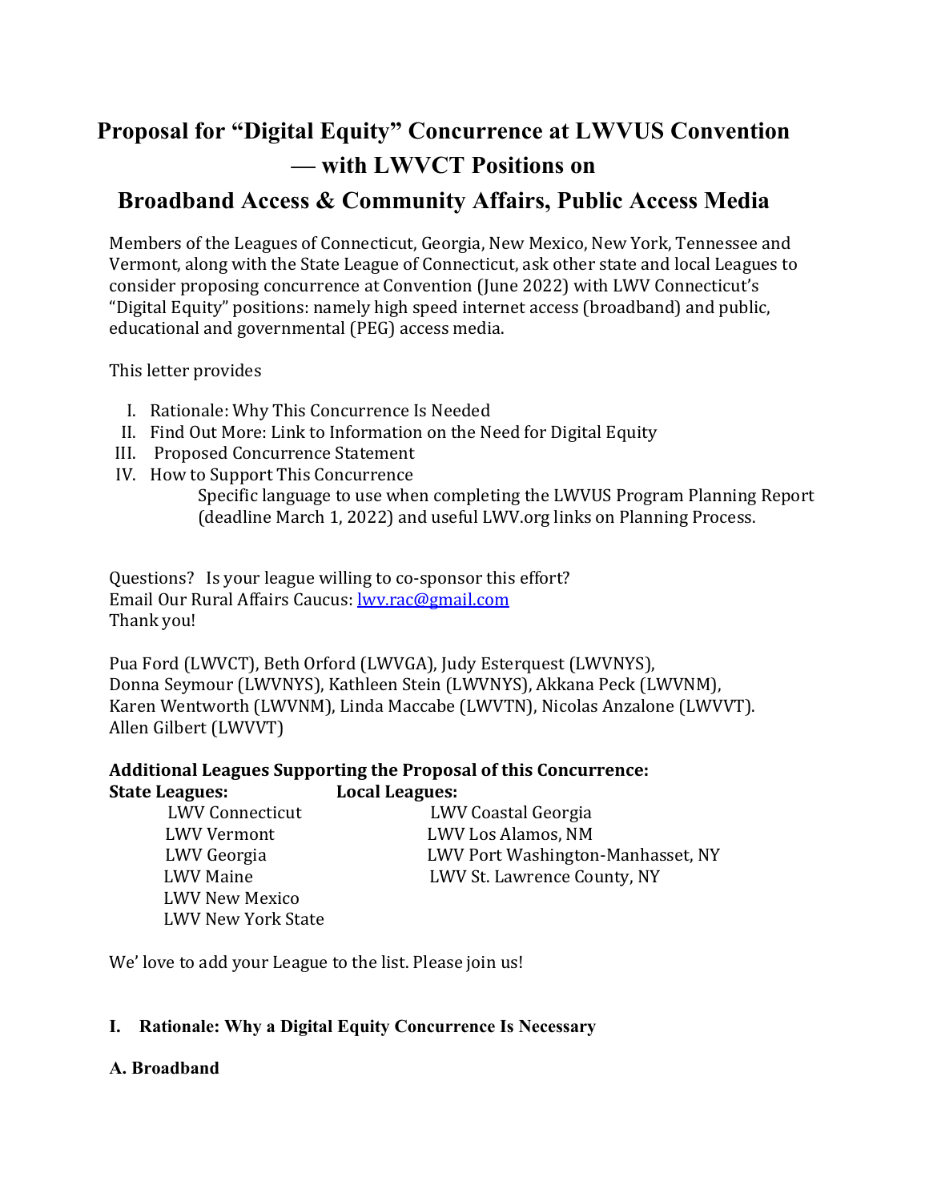# Proposal for "Digital Equity" Concurrence at LWVUS Convention — with LWVCT Positions on Broadband Access & Community Affairs, Public Access Media

Members of the Leagues of Connecticut, Georgia, New Mexico, New York, Tennessee and Vermont, along with the State League of Connecticut, ask other state and local Leagues to consider proposing concurrence at Convention (June 2022) with LWV Connecticut's "Digital Equity" positions: namely high speed internet access (broadband) and public, educational and governmental (PEG) access media.

This letter provides

I. Rationale: Why This Concurrence Is Needed
II. Find Out More: Link to Information on the Need for Digital Equity
III. Proposed Concurrence Statement
IV. How to Support This Concurrence
    Specific language to use when completing the LWVUS Program Planning Report (deadline March 1, 2022) and useful LWV.org links on Planning Process.

Questions? Is your league willing to co-sponsor this effort?
Email Our Rural Affairs Caucus: lwv.rac@gmail.com
Thank you!

Pua Ford (LWVCT), Beth Orford (LWVGA), Judy Esterquest (LWVNYS), Donna Seymour (LWVNYS), Kathleen Stein (LWVNYS), Akkana Peck (LWVNM), Karen Wentworth (LWVNM), Linda Maccabe (LWVTN), Nicolas Anzalone (LWVVT). Allen Gilbert (LWVVT)

**Additional Leagues Supporting the Proposal of this Concurrence:**

| **State Leagues:** | **Local Leagues:** |
|---|---|
| LWV Connecticut | LWV Coastal Georgia |
| LWV Vermont | LWV Los Alamos, NM |
| LWV Georgia | LWV Port Washington-Manhasset, NY |
| LWV Maine | LWV St. Lawrence County, NY |
| LWV New Mexico | |
| LWV New York State | |

We' love to add your League to the list. Please join us!

## I. Rationale: Why a Digital Equity Concurrence Is Necessary

### A. Broadband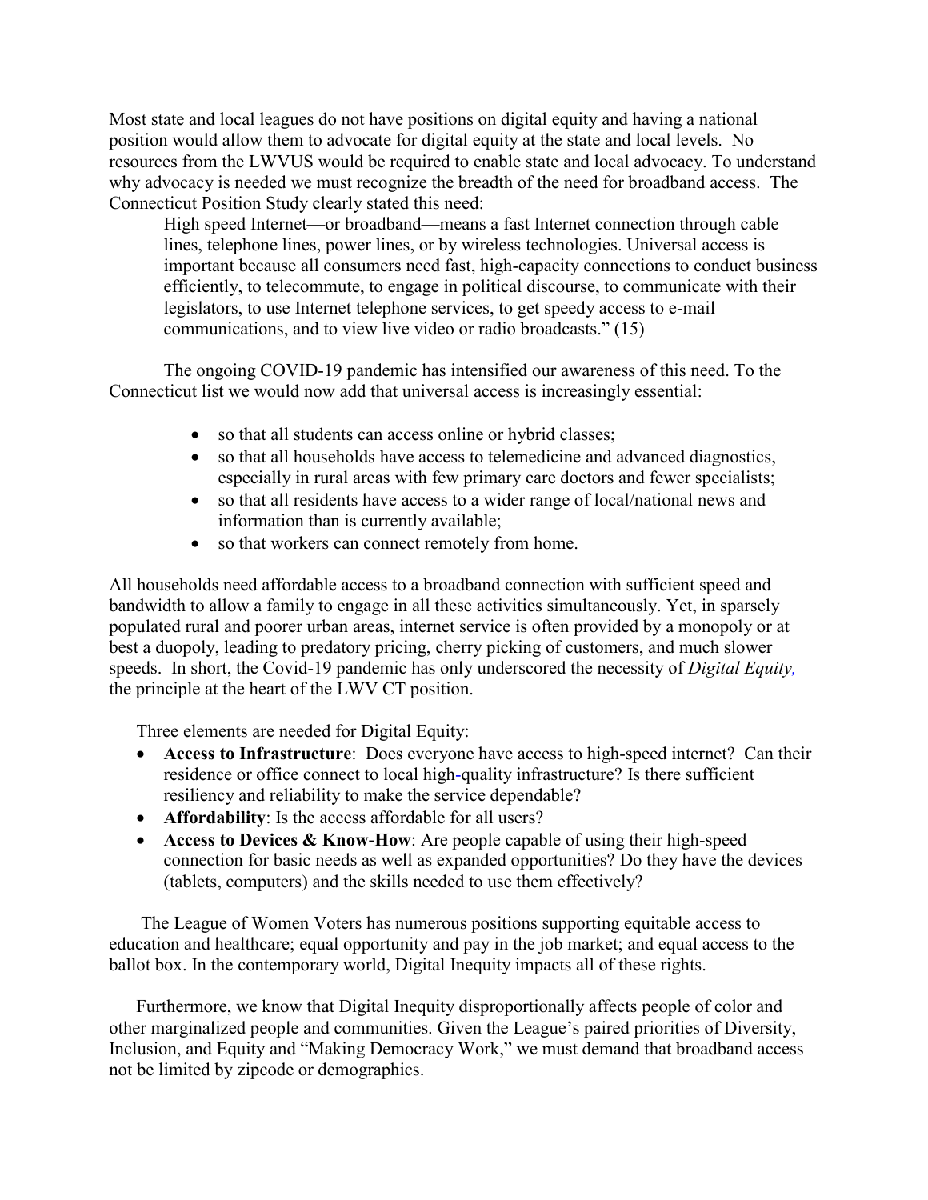Most state and local leagues do not have positions on digital equity and having a national position would allow them to advocate for digital equity at the state and local levels. No resources from the LWVUS would be required to enable state and local advocacy. To understand why advocacy is needed we must recognize the breadth of the need for broadband access. The Connecticut Position Study clearly stated this need:

> High speed Internet—or broadband—means a fast Internet connection through cable lines, telephone lines, power lines, or by wireless technologies. Universal access is important because all consumers need fast, high-capacity connections to conduct business efficiently, to telecommute, to engage in political discourse, to communicate with their legislators, to use Internet telephone services, to get speedy access to e-mail communications, and to view live video or radio broadcasts." (15)

The ongoing COVID-19 pandemic has intensified our awareness of this need. To the Connecticut list we would now add that universal access is increasingly essential:

- so that all students can access online or hybrid classes;
- so that all households have access to telemedicine and advanced diagnostics, especially in rural areas with few primary care doctors and fewer specialists;
- so that all residents have access to a wider range of local/national news and information than is currently available;
- so that workers can connect remotely from home.

All households need affordable access to a broadband connection with sufficient speed and bandwidth to allow a family to engage in all these activities simultaneously. Yet, in sparsely populated rural and poorer urban areas, internet service is often provided by a monopoly or at best a duopoly, leading to predatory pricing, cherry picking of customers, and much slower speeds. In short, the Covid-19 pandemic has only underscored the necessity of *Digital Equity,* the principle at the heart of the LWV CT position.

Three elements are needed for Digital Equity:

- **Access to Infrastructure**: Does everyone have access to high-speed internet? Can their residence or office connect to local high-quality infrastructure? Is there sufficient resiliency and reliability to make the service dependable?
- **Affordability**: Is the access affordable for all users?
- **Access to Devices & Know-How**: Are people capable of using their high-speed connection for basic needs as well as expanded opportunities? Do they have the devices (tablets, computers) and the skills needed to use them effectively?

The League of Women Voters has numerous positions supporting equitable access to education and healthcare; equal opportunity and pay in the job market; and equal access to the ballot box. In the contemporary world, Digital Inequity impacts all of these rights.

Furthermore, we know that Digital Inequity disproportionally affects people of color and other marginalized people and communities. Given the League's paired priorities of Diversity, Inclusion, and Equity and "Making Democracy Work," we must demand that broadband access not be limited by zipcode or demographics.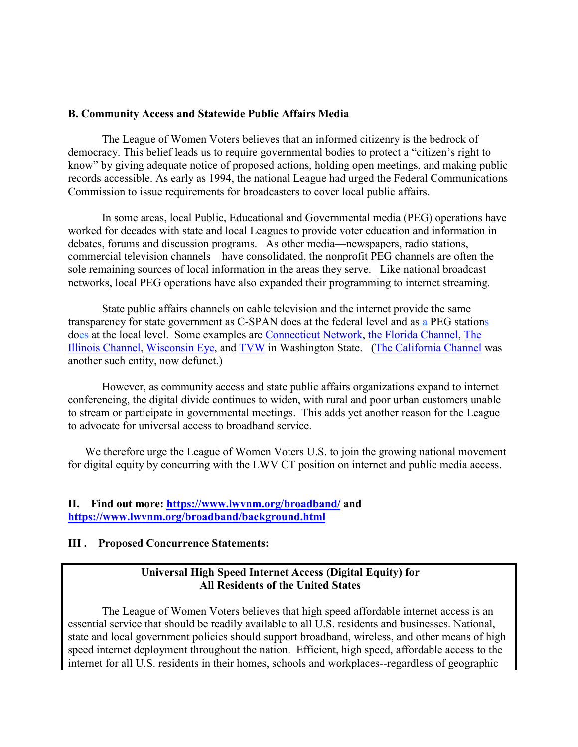### B. Community Access and Statewide Public Affairs Media

The League of Women Voters believes that an informed citizenry is the bedrock of democracy. This belief leads us to require governmental bodies to protect a "citizen's right to know" by giving adequate notice of proposed actions, holding open meetings, and making public records accessible. As early as 1994, the national League had urged the Federal Communications Commission to issue requirements for broadcasters to cover local public affairs.

In some areas, local Public, Educational and Governmental media (PEG) operations have worked for decades with state and local Leagues to provide voter education and information in debates, forums and discussion programs. As other media—newspapers, radio stations, commercial television channels—have consolidated, the nonprofit PEG channels are often the sole remaining sources of local information in the areas they serve. Like national broadcast networks, local PEG operations have also expanded their programming to internet streaming.

State public affairs channels on cable television and the internet provide the same transparency for state government as C-SPAN does at the federal level and as ~~a~~ PEG stations do~~es~~ at the local level. Some examples are Connecticut Network, the Florida Channel, The Illinois Channel, Wisconsin Eye, and TVW in Washington State. (The California Channel was another such entity, now defunct.)

However, as community access and state public affairs organizations expand to internet conferencing, the digital divide continues to widen, with rural and poor urban customers unable to stream or participate in governmental meetings. This adds yet another reason for the League to advocate for universal access to broadband service.

We therefore urge the League of Women Voters U.S. to join the growing national movement for digital equity by concurring with the LWV CT position on internet and public media access.

## II. Find out more: https://www.lwvnm.org/broadband/ and https://www.lwvnm.org/broadband/background.html

## III . Proposed Concurrence Statements:

**Universal High Speed Internet Access (Digital Equity) for All Residents of the United States**

The League of Women Voters believes that high speed affordable internet access is an essential service that should be readily available to all U.S. residents and businesses. National, state and local government policies should support broadband, wireless, and other means of high speed internet deployment throughout the nation. Efficient, high speed, affordable access to the internet for all U.S. residents in their homes, schools and workplaces--regardless of geographic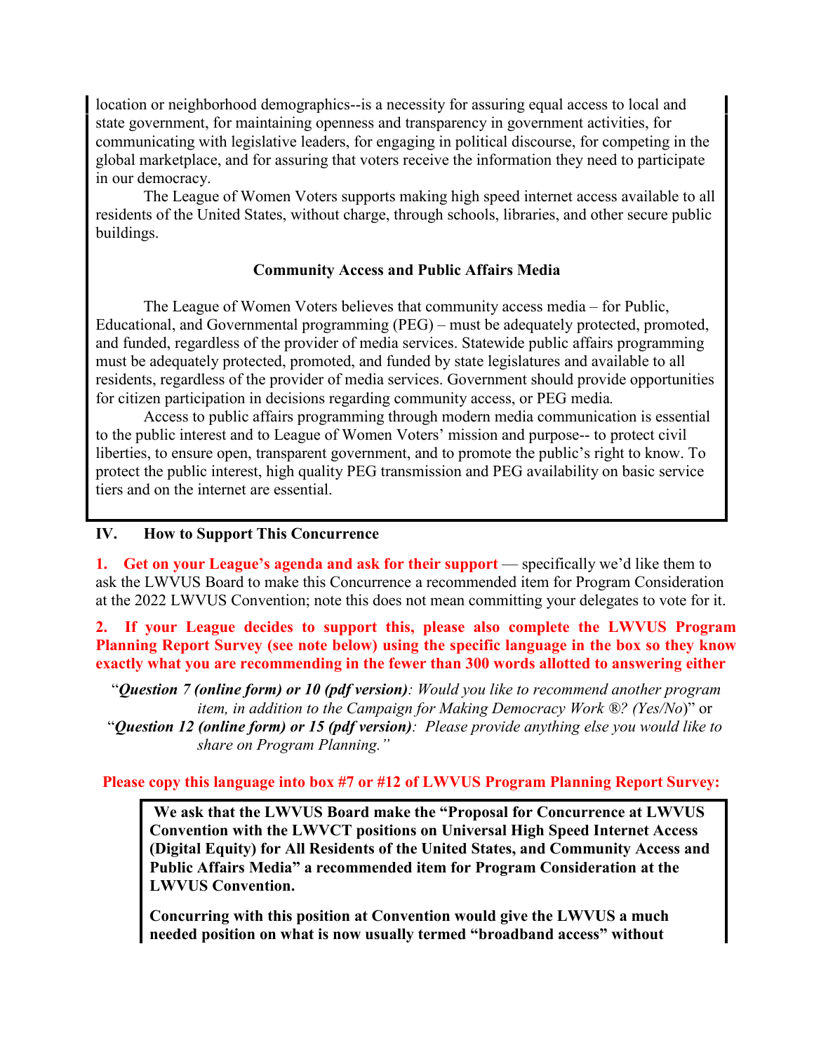location or neighborhood demographics--is a necessity for assuring equal access to local and state government, for maintaining openness and transparency in government activities, for communicating with legislative leaders, for engaging in political discourse, for competing in the global marketplace, and for assuring that voters receive the information they need to participate in our democracy.

The League of Women Voters supports making high speed internet access available to all residents of the United States, without charge, through schools, libraries, and other secure public buildings.

**Community Access and Public Affairs Media**

The League of Women Voters believes that community access media – for Public, Educational, and Governmental programming (PEG) – must be adequately protected, promoted, and funded, regardless of the provider of media services. Statewide public affairs programming must be adequately protected, promoted, and funded by state legislatures and available to all residents, regardless of the provider of media services. Government should provide opportunities for citizen participation in decisions regarding community access, or PEG media*.*

Access to public affairs programming through modern media communication is essential to the public interest and to League of Women Voters' mission and purpose-- to protect civil liberties, to ensure open, transparent government, and to promote the public's right to know. To protect the public interest, high quality PEG transmission and PEG availability on basic service tiers and on the internet are essential.

## IV. How to Support This Concurrence

**1. Get on your League's agenda and ask for their support** — specifically we'd like them to ask the LWVUS Board to make this Concurrence a recommended item for Program Consideration at the 2022 LWVUS Convention; note this does not mean committing your delegates to vote for it.

**2. If your League decides to support this, please also complete the LWVUS Program Planning Report Survey (see note below) using the specific language in the box so they know exactly what you are recommending in the fewer than 300 words allotted to answering either**

"***Question 7 (online form) or 10 (pdf version)****: Would you like to recommend another program item, in addition to the Campaign for Making Democracy Work ®? (Yes/No)*" or

"***Question 12 (online form) or 15 (pdf version)****: Please provide anything else you would like to share on Program Planning."*

**Please copy this language into box #7 or #12 of LWVUS Program Planning Report Survey:**

**We ask that the LWVUS Board make the "Proposal for Concurrence at LWVUS Convention with the LWVCT positions on Universal High Speed Internet Access (Digital Equity) for All Residents of the United States, and Community Access and Public Affairs Media" a recommended item for Program Consideration at the LWVUS Convention.**

**Concurring with this position at Convention would give the LWVUS a much needed position on what is now usually termed "broadband access" without**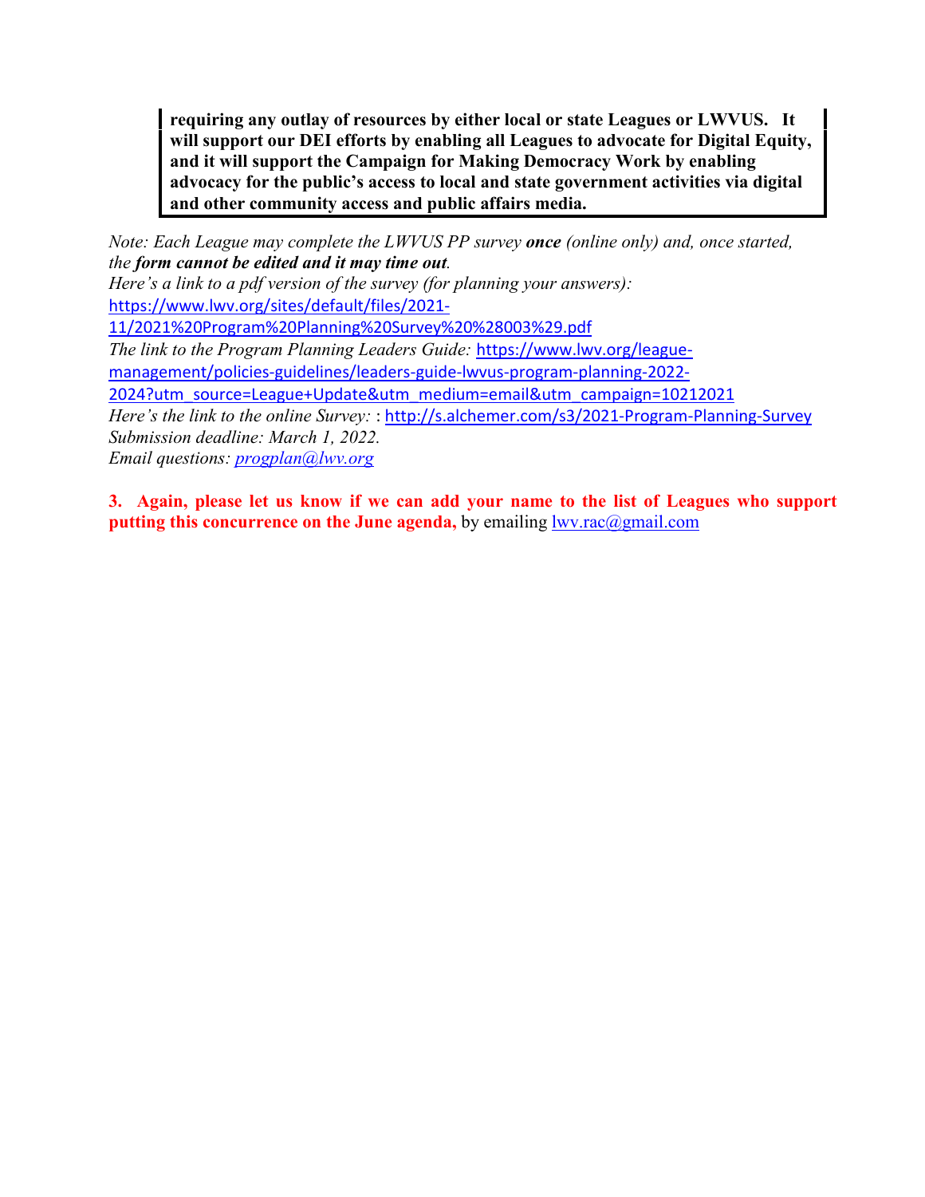**requiring any outlay of resources by either local or state Leagues or LWVUS. It will support our DEI efforts by enabling all Leagues to advocate for Digital Equity, and it will support the Campaign for Making Democracy Work by enabling advocacy for the public's access to local and state government activities via digital and other community access and public affairs media.**

*Note: Each League may complete the LWVUS PP survey **once** (online only) and, once started, the **form cannot be edited and it may time out**.*
*Here's a link to a pdf version of the survey (for planning your answers):* https://www.lwv.org/sites/default/files/2021-11/2021%20Program%20Planning%20Survey%20%28003%29.pdf
*The link to the Program Planning Leaders Guide:* https://www.lwv.org/league-management/policies-guidelines/leaders-guide-lwvus-program-planning-2022-2024?utm_source=League+Update&utm_medium=email&utm_campaign=10212021
*Here's the link to the online Survey:* : http://s.alchemer.com/s3/2021-Program-Planning-Survey
*Submission deadline: March 1, 2022.*
*Email questions: progplan@lwv.org*

**3. Again, please let us know if we can add your name to the list of Leagues who support putting this concurrence on the June agenda,** by emailing lwv.rac@gmail.com